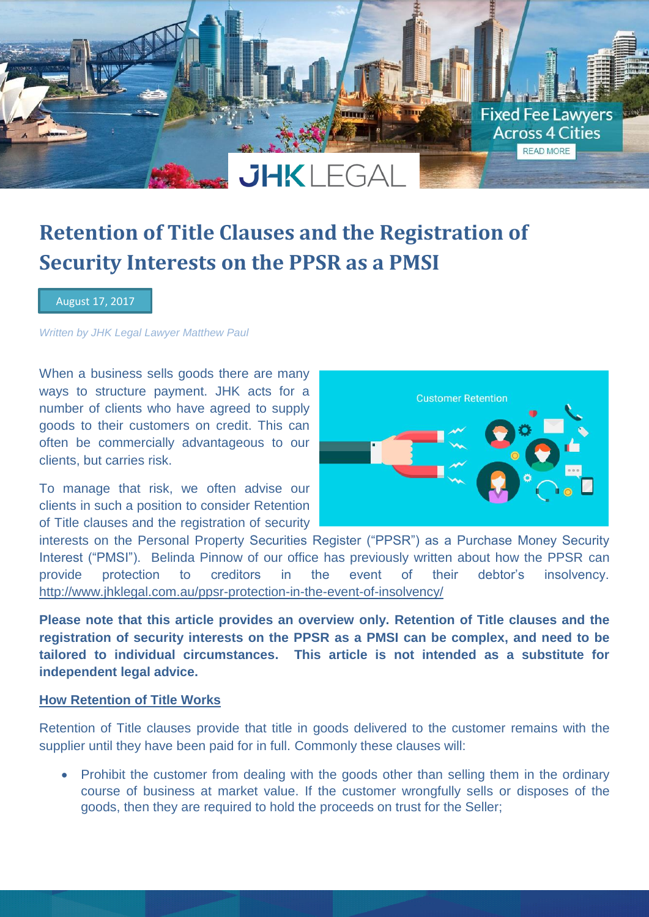# Retention of Title Clauses and the Registration of Security Interests on the PPSR as a PMSI

August 17, 2017

*Written by JHK Legal Lawyer Matthew Paul*

When a business sells goods there are many ways to structure payment. JHK acts for a number of clients who have agreed to supply goods to their customers on credit. This can often be commercially advantageous to our clients, but carries risk.

To manage that risk, we often advise our clients in such a position to consider Retention of Title clauses and the registration of security interests on the Personal Property Securities Register ("PPSR") as a Purchase Money Security Interest ("PMSI"). Belinda Pinnow of our office has previously written about how the PPSR can provide protection to creditors in the event of their debtor's insolvency. http://www.jhklegal.com.au/ppsr-protection-in-the-event-of-insolvency/

**Please note that this article provides an overview only. Retention of Title clauses and the registration of security interests on the PPSR as a PMSI can be complex, and need to be tailored to individual circumstances. This article is not intended as a substitute for independent legal advice.**

## How Retention of Title Works

Retention of Title clauses provide that title in goods delivered to the customer remains with the supplier until they have been paid for in full. Commonly these clauses will:

- Prohibit the customer from dealing with the goods other than selling them in the ordinary course of business at market value. If the customer wrongfully sells or disposes of the goods, then they are required to hold the proceeds on trust for the Seller;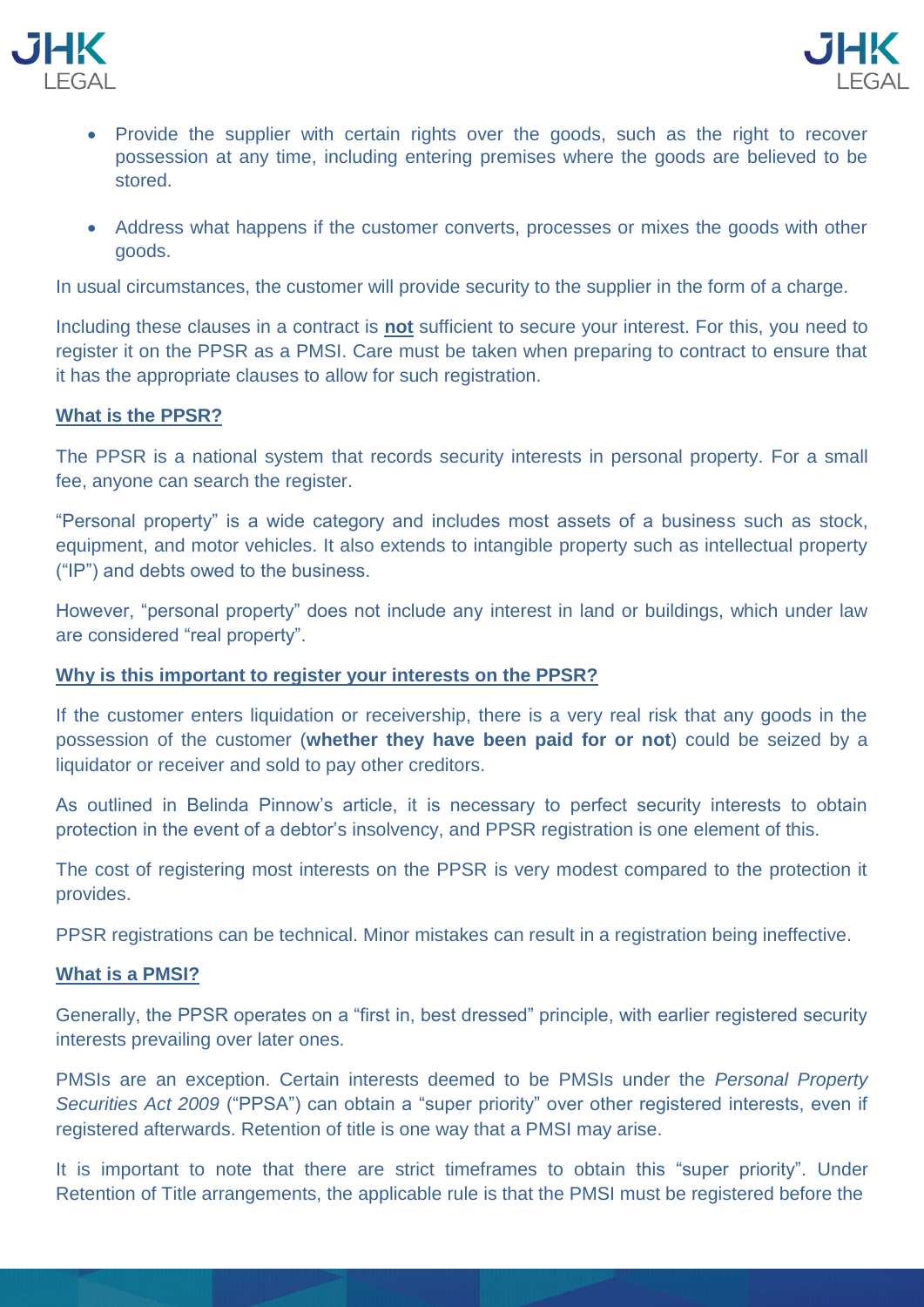- Provide the supplier with certain rights over the goods, such as the right to recover possession at any time, including entering premises where the goods are believed to be stored.
- Address what happens if the customer converts, processes or mixes the goods with other goods.

In usual circumstances, the customer will provide security to the supplier in the form of a charge.

Including these clauses in a contract is **not** sufficient to secure your interest. For this, you need to register it on the PPSR as a PMSI. Care must be taken when preparing to contract to ensure that it has the appropriate clauses to allow for such registration.

## What is the PPSR?

The PPSR is a national system that records security interests in personal property. For a small fee, anyone can search the register.

"Personal property" is a wide category and includes most assets of a business such as stock, equipment, and motor vehicles. It also extends to intangible property such as intellectual property ("IP") and debts owed to the business.

However, "personal property" does not include any interest in land or buildings, which under law are considered "real property".

## Why is this important to register your interests on the PPSR?

If the customer enters liquidation or receivership, there is a very real risk that any goods in the possession of the customer (**whether they have been paid for or not**) could be seized by a liquidator or receiver and sold to pay other creditors.

As outlined in Belinda Pinnow's article, it is necessary to perfect security interests to obtain protection in the event of a debtor's insolvency, and PPSR registration is one element of this.

The cost of registering most interests on the PPSR is very modest compared to the protection it provides.

PPSR registrations can be technical. Minor mistakes can result in a registration being ineffective.

## What is a PMSI?

Generally, the PPSR operates on a "first in, best dressed" principle, with earlier registered security interests prevailing over later ones.

PMSIs are an exception. Certain interests deemed to be PMSIs under the *Personal Property Securities Act 2009* ("PPSA") can obtain a "super priority" over other registered interests, even if registered afterwards. Retention of title is one way that a PMSI may arise.

It is important to note that there are strict timeframes to obtain this "super priority". Under Retention of Title arrangements, the applicable rule is that the PMSI must be registered before the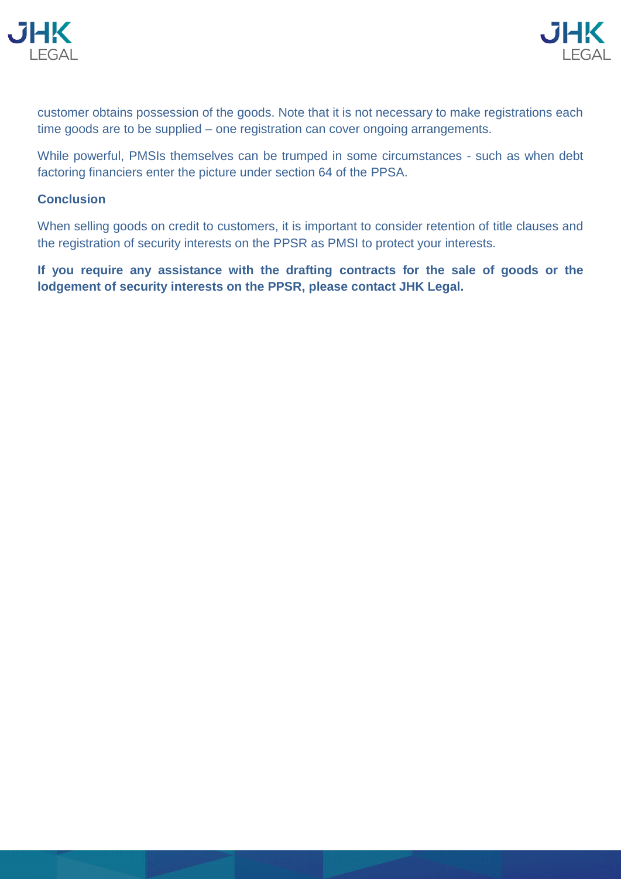customer obtains possession of the goods. Note that it is not necessary to make registrations each time goods are to be supplied – one registration can cover ongoing arrangements.

While powerful, PMSIs themselves can be trumped in some circumstances - such as when debt factoring financiers enter the picture under section 64 of the PPSA.

**Conclusion**

When selling goods on credit to customers, it is important to consider retention of title clauses and the registration of security interests on the PPSR as PMSI to protect your interests.

**If you require any assistance with the drafting contracts for the sale of goods or the lodgement of security interests on the PPSR, please contact JHK Legal.**